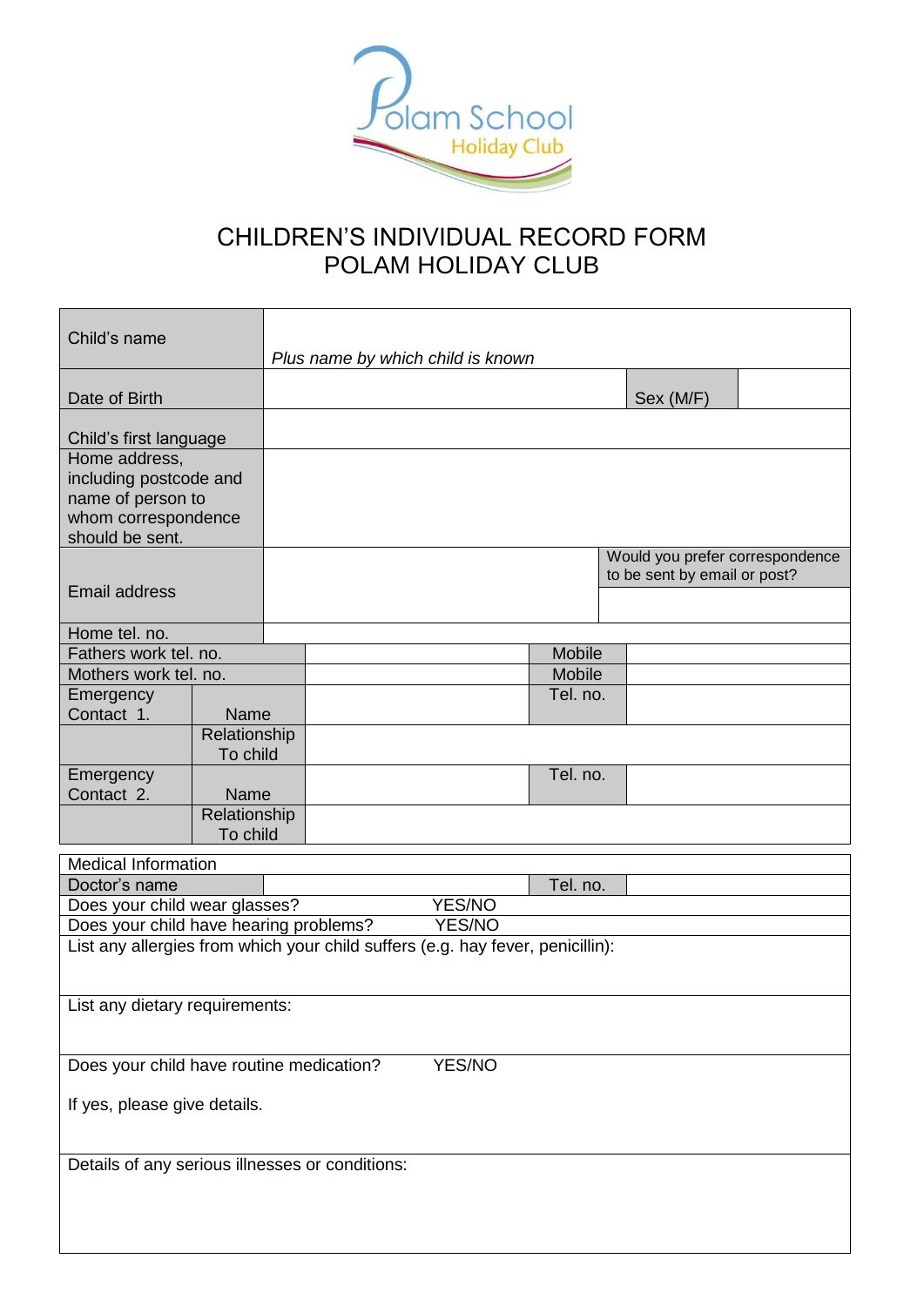Polam School Holiday Club

# CHILDREN'S INDIVIDUAL RECORD FORM
# POLAM HOLIDAY CLUB

| | | | |
|---|---|---|---|
| Child's name | *Plus name by which child is known* | | |
| Date of Birth | | Sex (M/F) | |
| Child's first language | | | |
| Home address, including postcode and name of person to whom correspondence should be sent. | | | |
| Email address | | Would you prefer correspondence to be sent by email or post? | |
| Home tel. no. | | | |
| Fathers work tel. no. | | Mobile | |
| Mothers work tel. no. | | Mobile | |
| Emergency Contact 1. Name | | Tel. no. | |
| Relationship To child | | | |
| Emergency Contact 2. Name | | Tel. no. | |
| Relationship To child | | | |

| | | | |
|---|---|---|---|
| Medical Information | | | |
| Doctor's name | | Tel. no. | |
| Does your child wear glasses? YES/NO | | | |
| Does your child have hearing problems? YES/NO | | | |
| List any allergies from which your child suffers (e.g. hay fever, penicillin): | | | |
| List any dietary requirements: | | | |
| Does your child have routine medication? YES/NO<br><br>If yes, please give details. | | | |
| Details of any serious illnesses or conditions: | | | |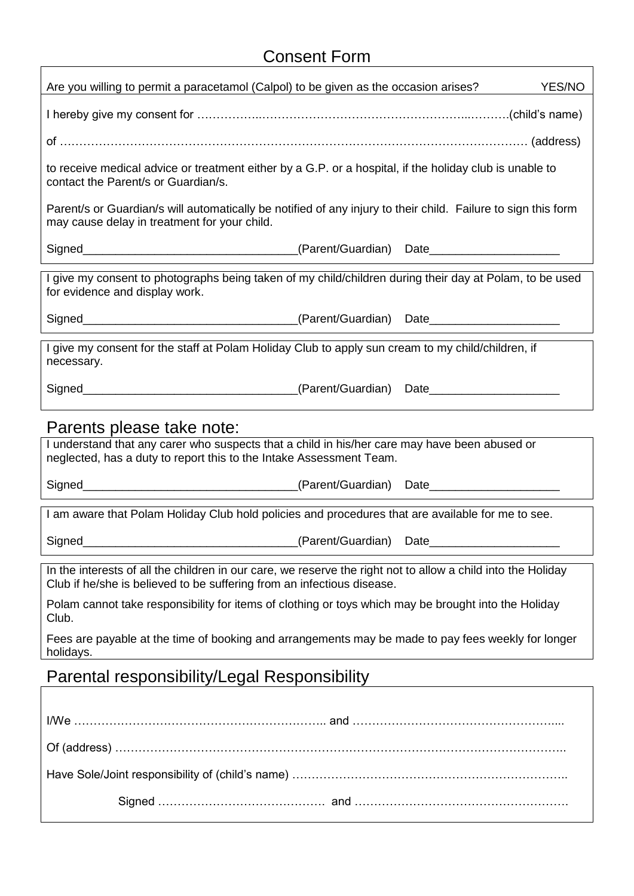# Consent Form

Are you willing to permit a paracetamol (Calpol) to be given as the occasion arises? YES/NO

I hereby give my consent for …………..…………………………………………………..……….(child's name)

of …………………………………………………………………………………………………………… (address)

to receive medical advice or treatment either by a G.P. or a hospital, if the holiday club is unable to contact the Parent/s or Guardian/s.

Parent/s or Guardian/s will automatically be notified of any injury to their child. Failure to sign this form may cause delay in treatment for your child.

Signed________________________________(Parent/Guardian) Date___________________

I give my consent to photographs being taken of my child/children during their day at Polam, to be used for evidence and display work.

Signed________________________________(Parent/Guardian) Date___________________

I give my consent for the staff at Polam Holiday Club to apply sun cream to my child/children, if necessary.

Signed________________________________(Parent/Guardian) Date___________________

## Parents please take note:

I understand that any carer who suspects that a child in his/her care may have been abused or neglected, has a duty to report this to the Intake Assessment Team.

Signed________________________________(Parent/Guardian) Date___________________

I am aware that Polam Holiday Club hold policies and procedures that are available for me to see.

Signed________________________________(Parent/Guardian) Date___________________

In the interests of all the children in our care, we reserve the right not to allow a child into the Holiday Club if he/she is believed to be suffering from an infectious disease.

Polam cannot take responsibility for items of clothing or toys which may be brought into the Holiday Club.

Fees are payable at the time of booking and arrangements may be made to pay fees weekly for longer holidays.

## Parental responsibility/Legal Responsibility

I/We ……………………………………………………….. and ……………………………………………....

Of (address) ……………………………………………………………………………………………………..

Have Sole/Joint responsibility of (child's name) ……………………………………………………………..

Signed …………………………………… and ………………………………………………